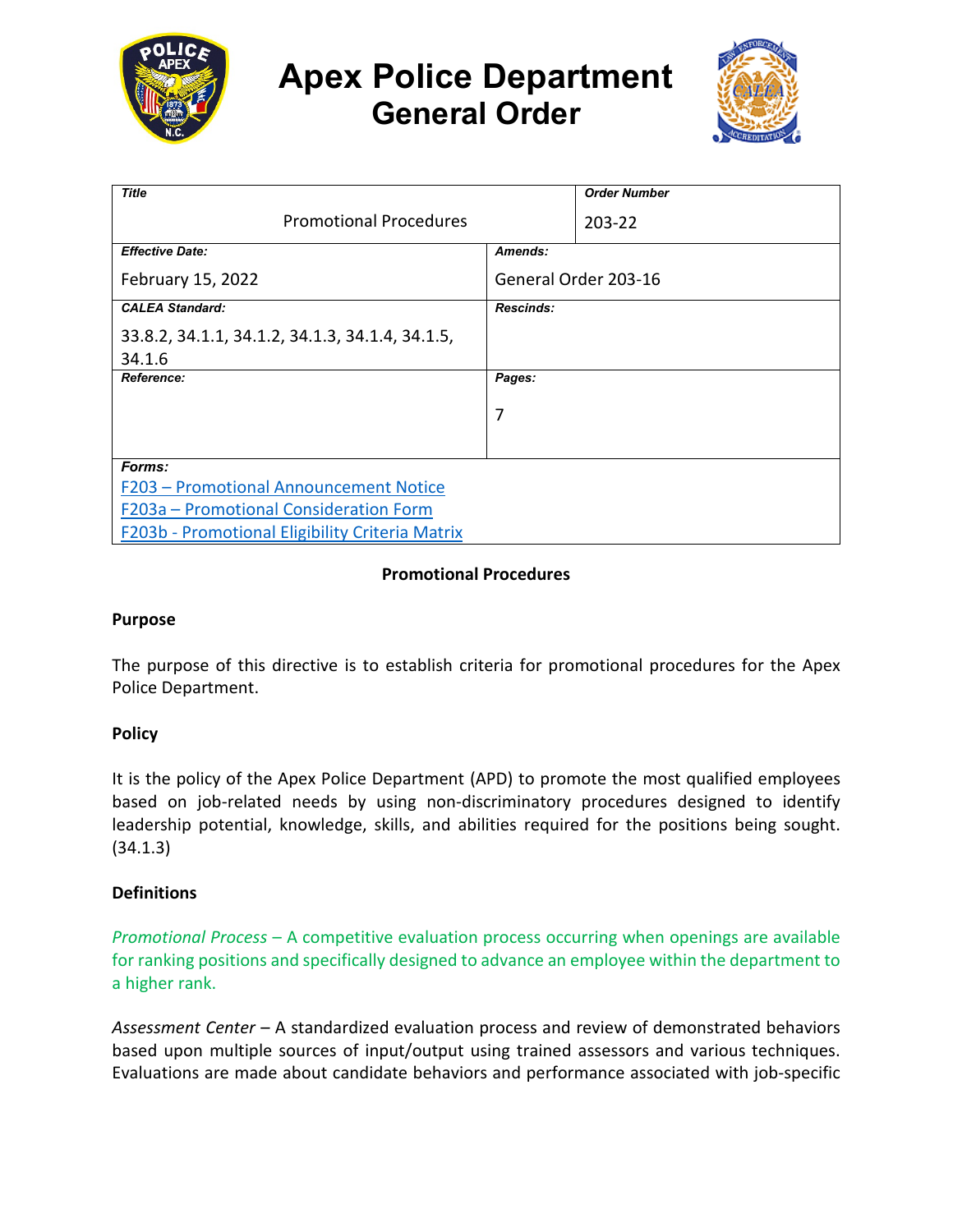# Apex Police Department
## General Order

| Title | | Order Number |
|---|---|---|
| Promotional Procedures | | 203-22 |
| **Effective Date:** | **Amends:** | |
| February 15, 2022 | General Order 203-16 | |
| **CALEA Standard:** | **Rescinds:** | |
| 33.8.2, 34.1.1, 34.1.2, 34.1.3, 34.1.4, 34.1.5, 34.1.6 | | |
| **Reference:** | **Pages:** | |
| | 7 | |
| **Forms:** F203 – Promotional Announcement Notice; F203a – Promotional Consideration Form; F203b - Promotional Eligibility Criteria Matrix | | |

**Promotional Procedures**

**Purpose**

The purpose of this directive is to establish criteria for promotional procedures for the Apex Police Department.

**Policy**

It is the policy of the Apex Police Department (APD) to promote the most qualified employees based on job-related needs by using non-discriminatory procedures designed to identify leadership potential, knowledge, skills, and abilities required for the positions being sought. (34.1.3)

**Definitions**

*Promotional Process* – A competitive evaluation process occurring when openings are available for ranking positions and specifically designed to advance an employee within the department to a higher rank.

*Assessment Center* – A standardized evaluation process and review of demonstrated behaviors based upon multiple sources of input/output using trained assessors and various techniques. Evaluations are made about candidate behaviors and performance associated with job-specific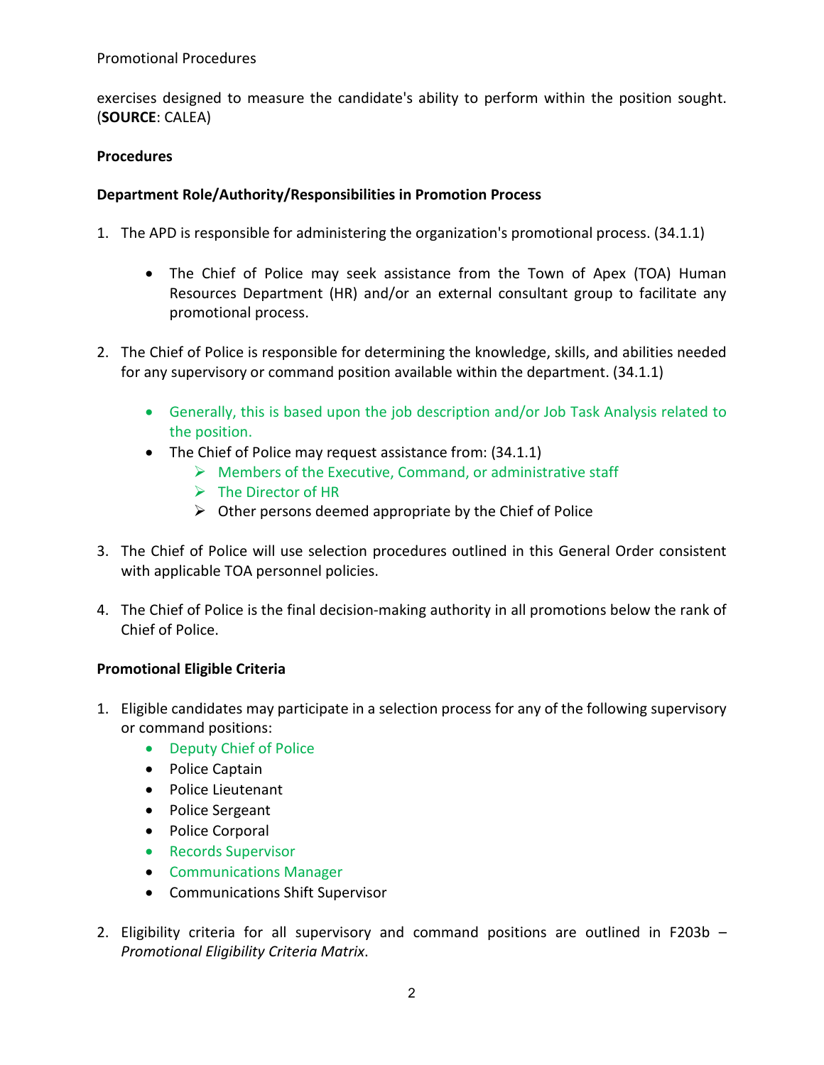exercises designed to measure the candidate's ability to perform within the position sought. (**SOURCE**: CALEA)

**Procedures**

**Department Role/Authority/Responsibilities in Promotion Process**

1. The APD is responsible for administering the organization's promotional process. (34.1.1)

    - The Chief of Police may seek assistance from the Town of Apex (TOA) Human Resources Department (HR) and/or an external consultant group to facilitate any promotional process.

2. The Chief of Police is responsible for determining the knowledge, skills, and abilities needed for any supervisory or command position available within the department. (34.1.1)

    - Generally, this is based upon the job description and/or Job Task Analysis related to the position.
    - The Chief of Police may request assistance from: (34.1.1)
        - Members of the Executive, Command, or administrative staff
        - The Director of HR
        - Other persons deemed appropriate by the Chief of Police

3. The Chief of Police will use selection procedures outlined in this General Order consistent with applicable TOA personnel policies.

4. The Chief of Police is the final decision-making authority in all promotions below the rank of Chief of Police.

**Promotional Eligible Criteria**

1. Eligible candidates may participate in a selection process for any of the following supervisory or command positions:
    - Deputy Chief of Police
    - Police Captain
    - Police Lieutenant
    - Police Sergeant
    - Police Corporal
    - Records Supervisor
    - Communications Manager
    - Communications Shift Supervisor

2. Eligibility criteria for all supervisory and command positions are outlined in F203b – *Promotional Eligibility Criteria Matrix*.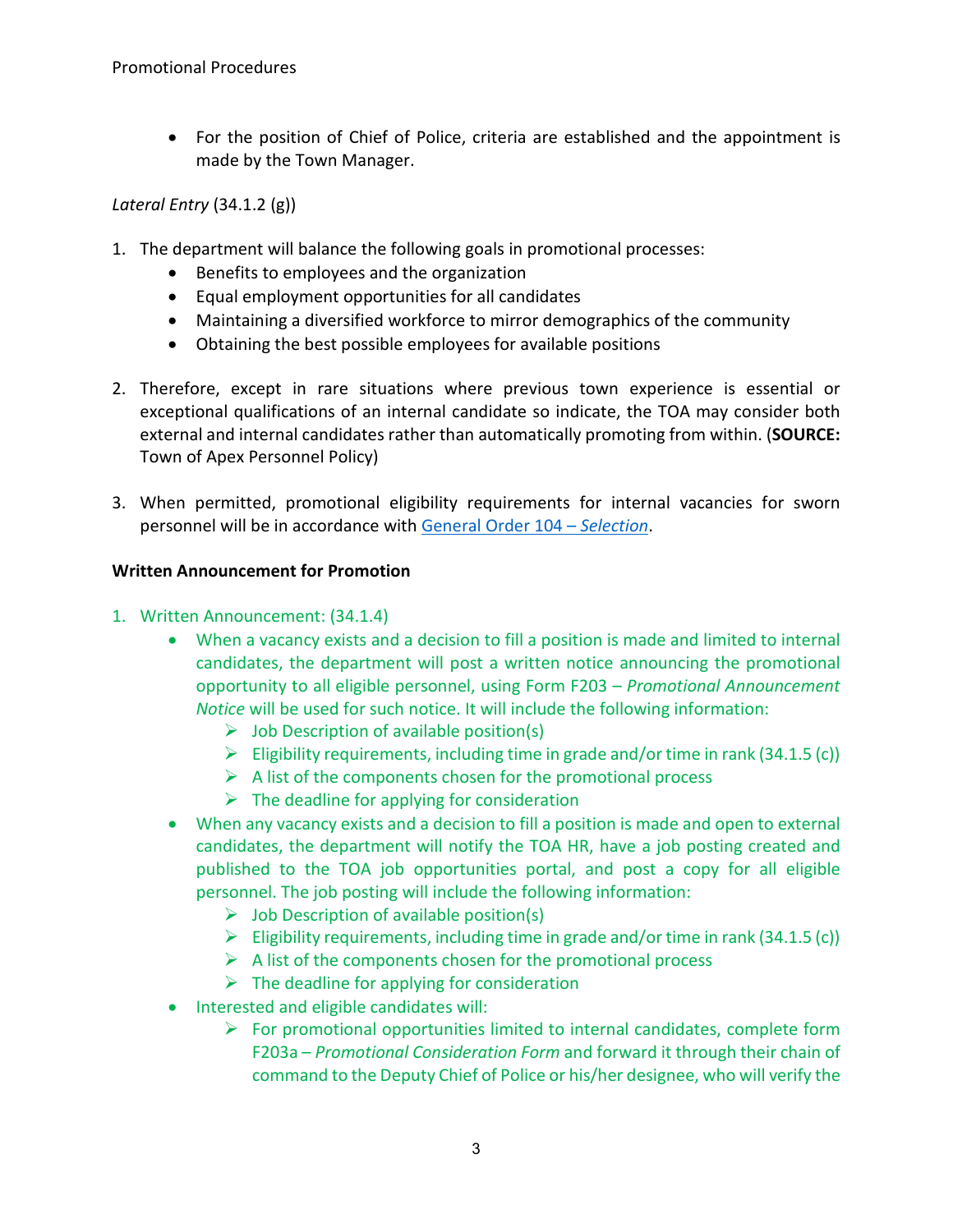- For the position of Chief of Police, criteria are established and the appointment is made by the Town Manager.

*Lateral Entry* (34.1.2 (g))

1. The department will balance the following goals in promotional processes:
   - Benefits to employees and the organization
   - Equal employment opportunities for all candidates
   - Maintaining a diversified workforce to mirror demographics of the community
   - Obtaining the best possible employees for available positions

2. Therefore, except in rare situations where previous town experience is essential or exceptional qualifications of an internal candidate so indicate, the TOA may consider both external and internal candidates rather than automatically promoting from within. (**SOURCE:** Town of Apex Personnel Policy)

3. When permitted, promotional eligibility requirements for internal vacancies for sworn personnel will be in accordance with General Order 104 – *Selection*.

**Written Announcement for Promotion**

1. Written Announcement: (34.1.4)
   - When a vacancy exists and a decision to fill a position is made and limited to internal candidates, the department will post a written notice announcing the promotional opportunity to all eligible personnel, using Form F203 – *Promotional Announcement Notice* will be used for such notice. It will include the following information:
     - Job Description of available position(s)
     - Eligibility requirements, including time in grade and/or time in rank (34.1.5 (c))
     - A list of the components chosen for the promotional process
     - The deadline for applying for consideration
   - When any vacancy exists and a decision to fill a position is made and open to external candidates, the department will notify the TOA HR, have a job posting created and published to the TOA job opportunities portal, and post a copy for all eligible personnel. The job posting will include the following information:
     - Job Description of available position(s)
     - Eligibility requirements, including time in grade and/or time in rank (34.1.5 (c))
     - A list of the components chosen for the promotional process
     - The deadline for applying for consideration
   - Interested and eligible candidates will:
     - For promotional opportunities limited to internal candidates, complete form F203a – *Promotional Consideration Form* and forward it through their chain of command to the Deputy Chief of Police or his/her designee, who will verify the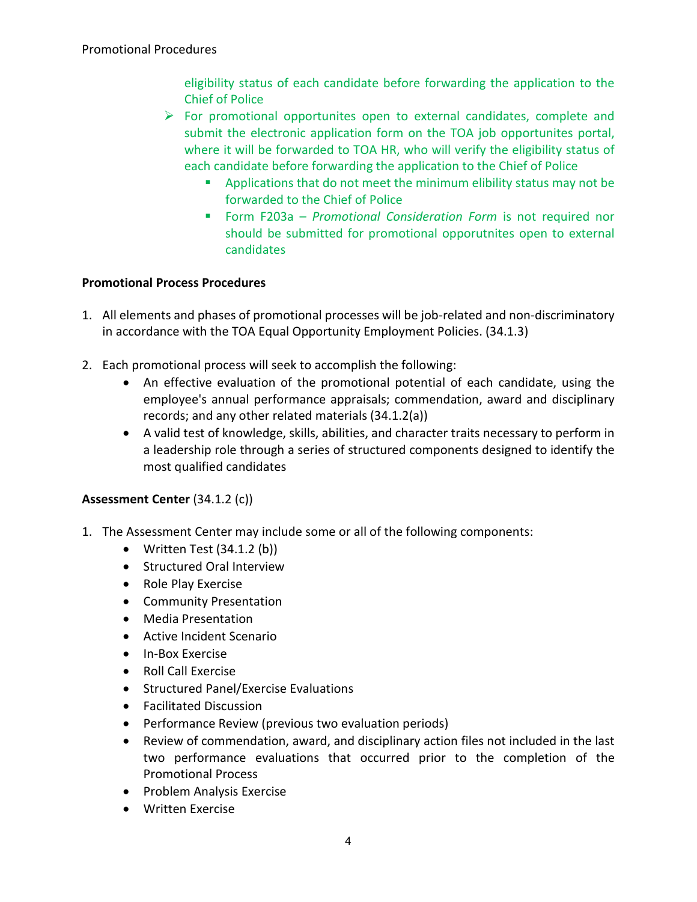eligibility status of each candidate before forwarding the application to the Chief of Police

- For promotional opportunites open to external candidates, complete and submit the electronic application form on the TOA job opportunites portal, where it will be forwarded to TOA HR, who will verify the eligibility status of each candidate before forwarding the application to the Chief of Police
  - Applications that do not meet the minimum elibility status may not be forwarded to the Chief of Police
  - Form F203a – *Promotional Consideration Form* is not required nor should be submitted for promotional opporutnites open to external candidates

**Promotional Process Procedures**

1. All elements and phases of promotional processes will be job-related and non-discriminatory in accordance with the TOA Equal Opportunity Employment Policies. (34.1.3)

2. Each promotional process will seek to accomplish the following:
   - An effective evaluation of the promotional potential of each candidate, using the employee's annual performance appraisals; commendation, award and disciplinary records; and any other related materials (34.1.2(a))
   - A valid test of knowledge, skills, abilities, and character traits necessary to perform in a leadership role through a series of structured components designed to identify the most qualified candidates

**Assessment Center** (34.1.2 (c))

1. The Assessment Center may include some or all of the following components:
   - Written Test (34.1.2 (b))
   - Structured Oral Interview
   - Role Play Exercise
   - Community Presentation
   - Media Presentation
   - Active Incident Scenario
   - In-Box Exercise
   - Roll Call Exercise
   - Structured Panel/Exercise Evaluations
   - Facilitated Discussion
   - Performance Review (previous two evaluation periods)
   - Review of commendation, award, and disciplinary action files not included in the last two performance evaluations that occurred prior to the completion of the Promotional Process
   - Problem Analysis Exercise
   - Written Exercise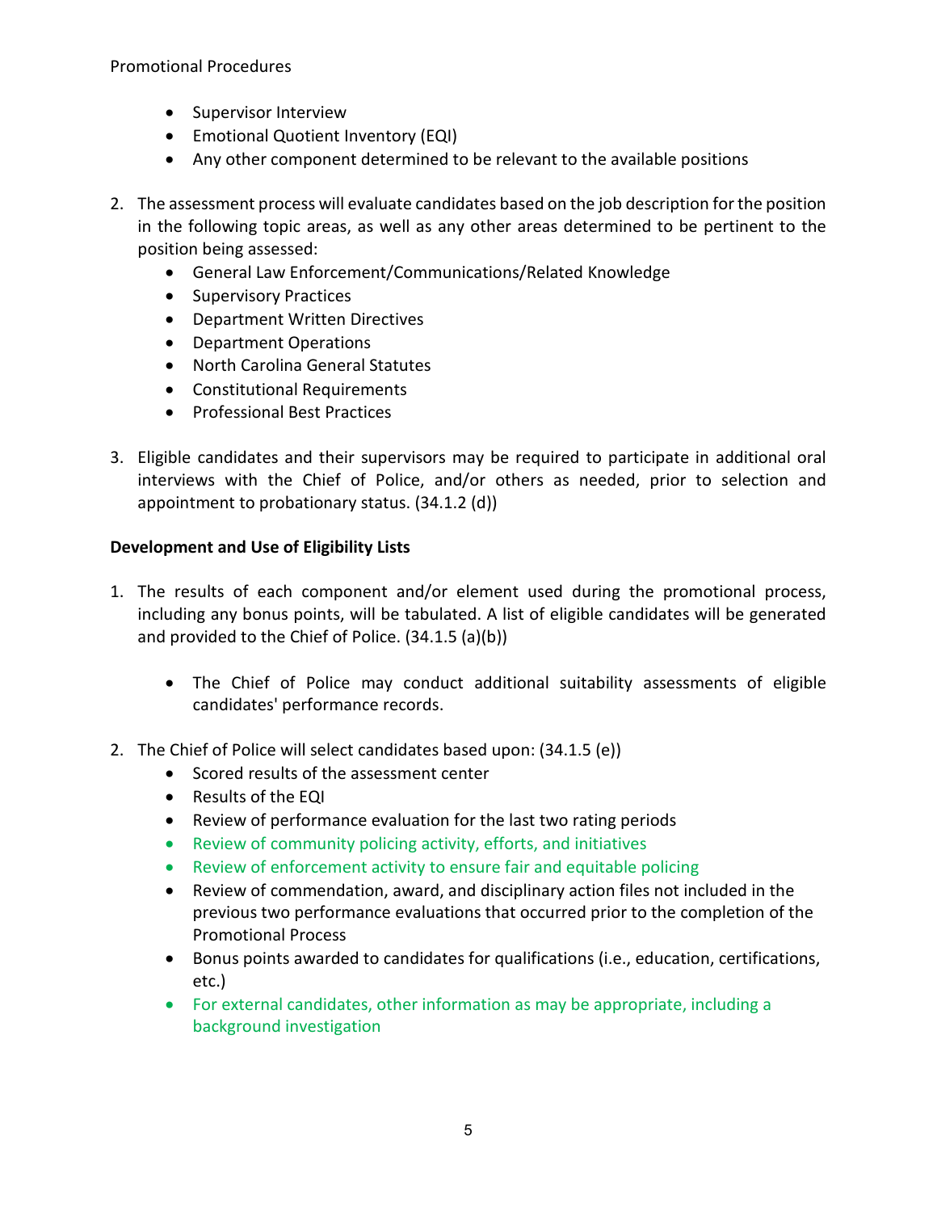- Supervisor Interview
- Emotional Quotient Inventory (EQI)
- Any other component determined to be relevant to the available positions

2. The assessment process will evaluate candidates based on the job description for the position in the following topic areas, as well as any other areas determined to be pertinent to the position being assessed:
   - General Law Enforcement/Communications/Related Knowledge
   - Supervisory Practices
   - Department Written Directives
   - Department Operations
   - North Carolina General Statutes
   - Constitutional Requirements
   - Professional Best Practices

3. Eligible candidates and their supervisors may be required to participate in additional oral interviews with the Chief of Police, and/or others as needed, prior to selection and appointment to probationary status. (34.1.2 (d))

**Development and Use of Eligibility Lists**

1. The results of each component and/or element used during the promotional process, including any bonus points, will be tabulated. A list of eligible candidates will be generated and provided to the Chief of Police. (34.1.5 (a)(b))

   - The Chief of Police may conduct additional suitability assessments of eligible candidates' performance records.

2. The Chief of Police will select candidates based upon: (34.1.5 (e))
   - Scored results of the assessment center
   - Results of the EQI
   - Review of performance evaluation for the last two rating periods
   - Review of community policing activity, efforts, and initiatives
   - Review of enforcement activity to ensure fair and equitable policing
   - Review of commendation, award, and disciplinary action files not included in the previous two performance evaluations that occurred prior to the completion of the Promotional Process
   - Bonus points awarded to candidates for qualifications (i.e., education, certifications, etc.)
   - For external candidates, other information as may be appropriate, including a background investigation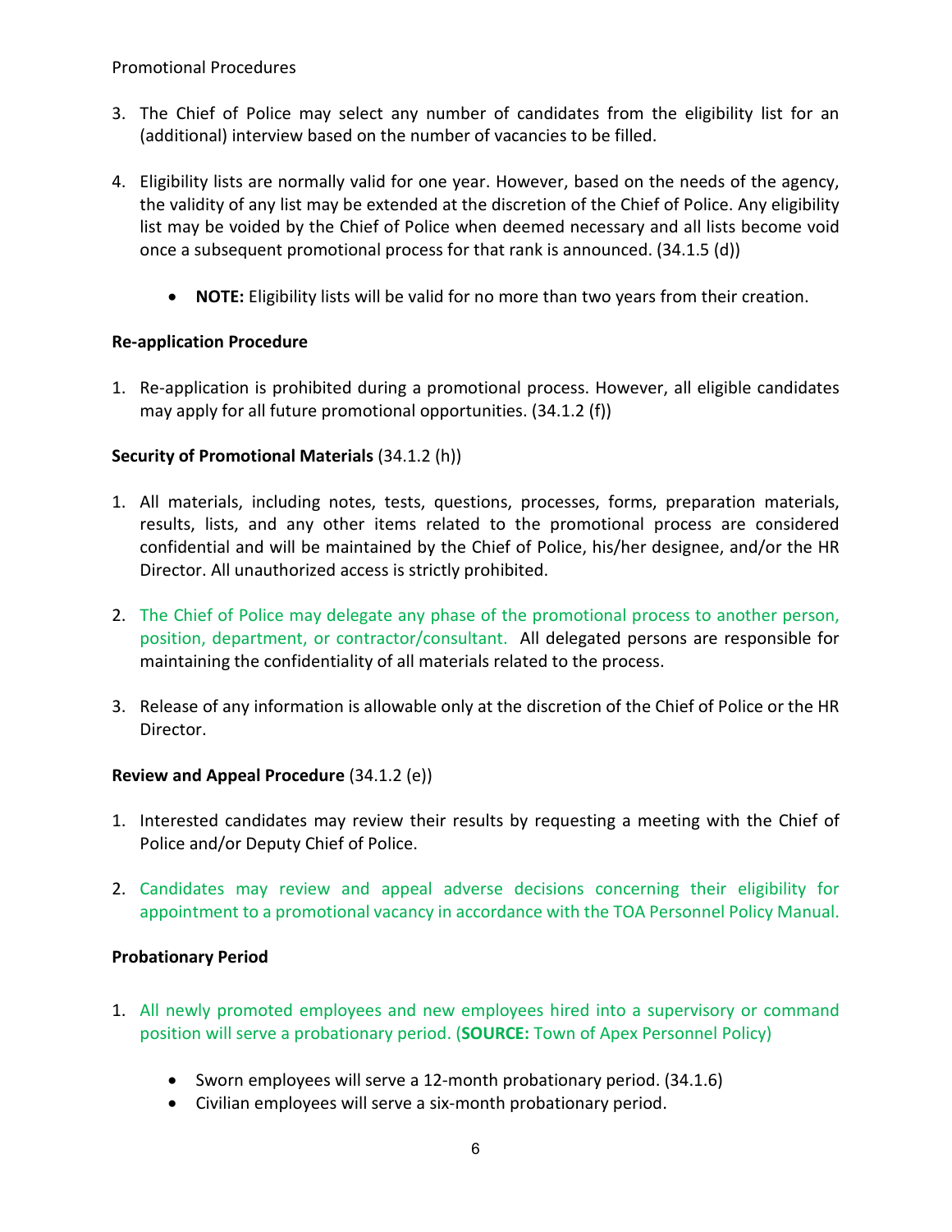3. The Chief of Police may select any number of candidates from the eligibility list for an (additional) interview based on the number of vacancies to be filled.

4. Eligibility lists are normally valid for one year. However, based on the needs of the agency, the validity of any list may be extended at the discretion of the Chief of Police. Any eligibility list may be voided by the Chief of Police when deemed necessary and all lists become void once a subsequent promotional process for that rank is announced. (34.1.5 (d))

    - **NOTE:** Eligibility lists will be valid for no more than two years from their creation.

**Re-application Procedure**

1. Re-application is prohibited during a promotional process. However, all eligible candidates may apply for all future promotional opportunities. (34.1.2 (f))

**Security of Promotional Materials** (34.1.2 (h))

1. All materials, including notes, tests, questions, processes, forms, preparation materials, results, lists, and any other items related to the promotional process are considered confidential and will be maintained by the Chief of Police, his/her designee, and/or the HR Director. All unauthorized access is strictly prohibited.

2. The Chief of Police may delegate any phase of the promotional process to another person, position, department, or contractor/consultant. All delegated persons are responsible for maintaining the confidentiality of all materials related to the process.

3. Release of any information is allowable only at the discretion of the Chief of Police or the HR Director.

**Review and Appeal Procedure** (34.1.2 (e))

1. Interested candidates may review their results by requesting a meeting with the Chief of Police and/or Deputy Chief of Police.

2. Candidates may review and appeal adverse decisions concerning their eligibility for appointment to a promotional vacancy in accordance with the TOA Personnel Policy Manual.

**Probationary Period**

1. All newly promoted employees and new employees hired into a supervisory or command position will serve a probationary period. (**SOURCE:** Town of Apex Personnel Policy)

    - Sworn employees will serve a 12-month probationary period. (34.1.6)
    - Civilian employees will serve a six-month probationary period.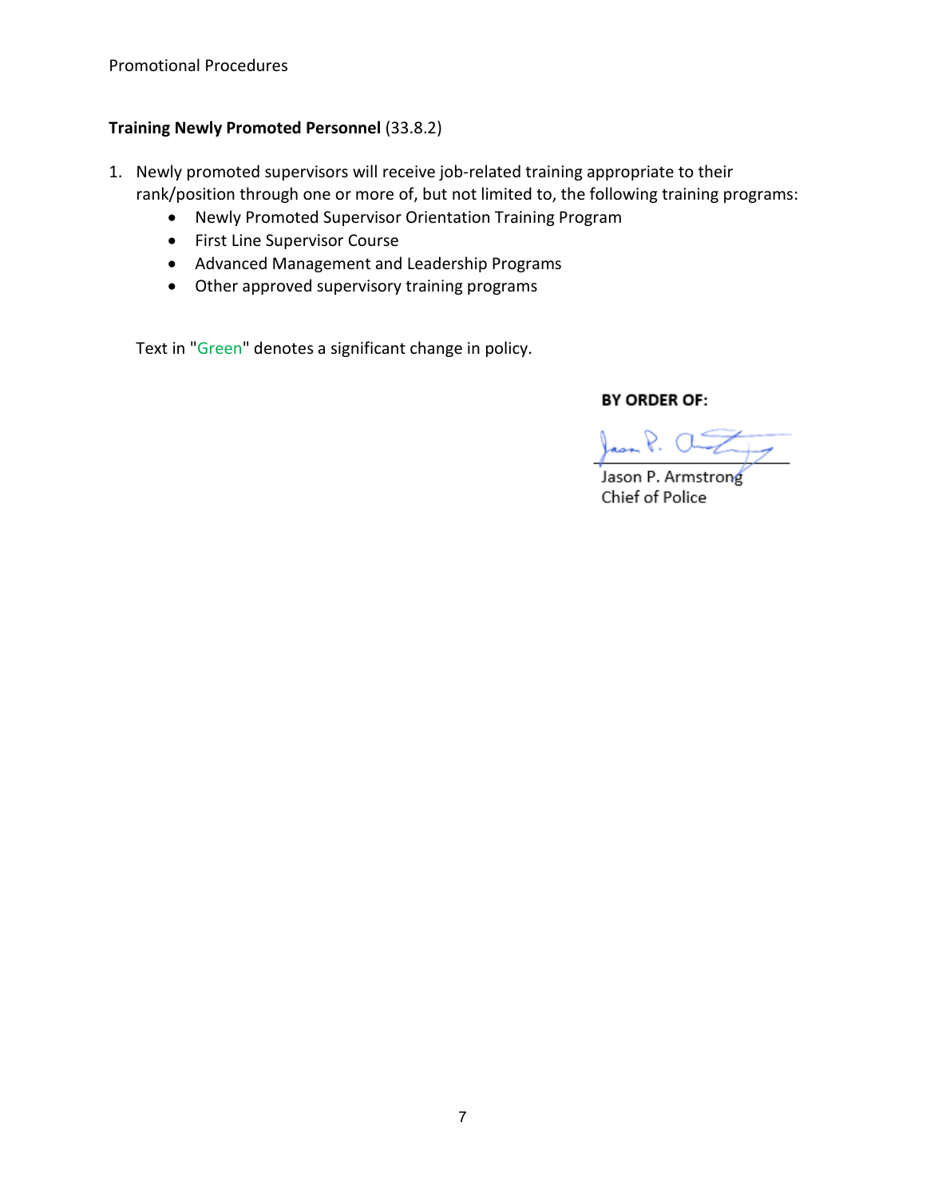**Training Newly Promoted Personnel** (33.8.2)

1. Newly promoted supervisors will receive job-related training appropriate to their rank/position through one or more of, but not limited to, the following training programs:
    - Newly Promoted Supervisor Orientation Training Program
    - First Line Supervisor Course
    - Advanced Management and Leadership Programs
    - Other approved supervisory training programs

Text in "Green" denotes a significant change in policy.

**BY ORDER OF:**

Jason P. Armstrong
Chief of Police